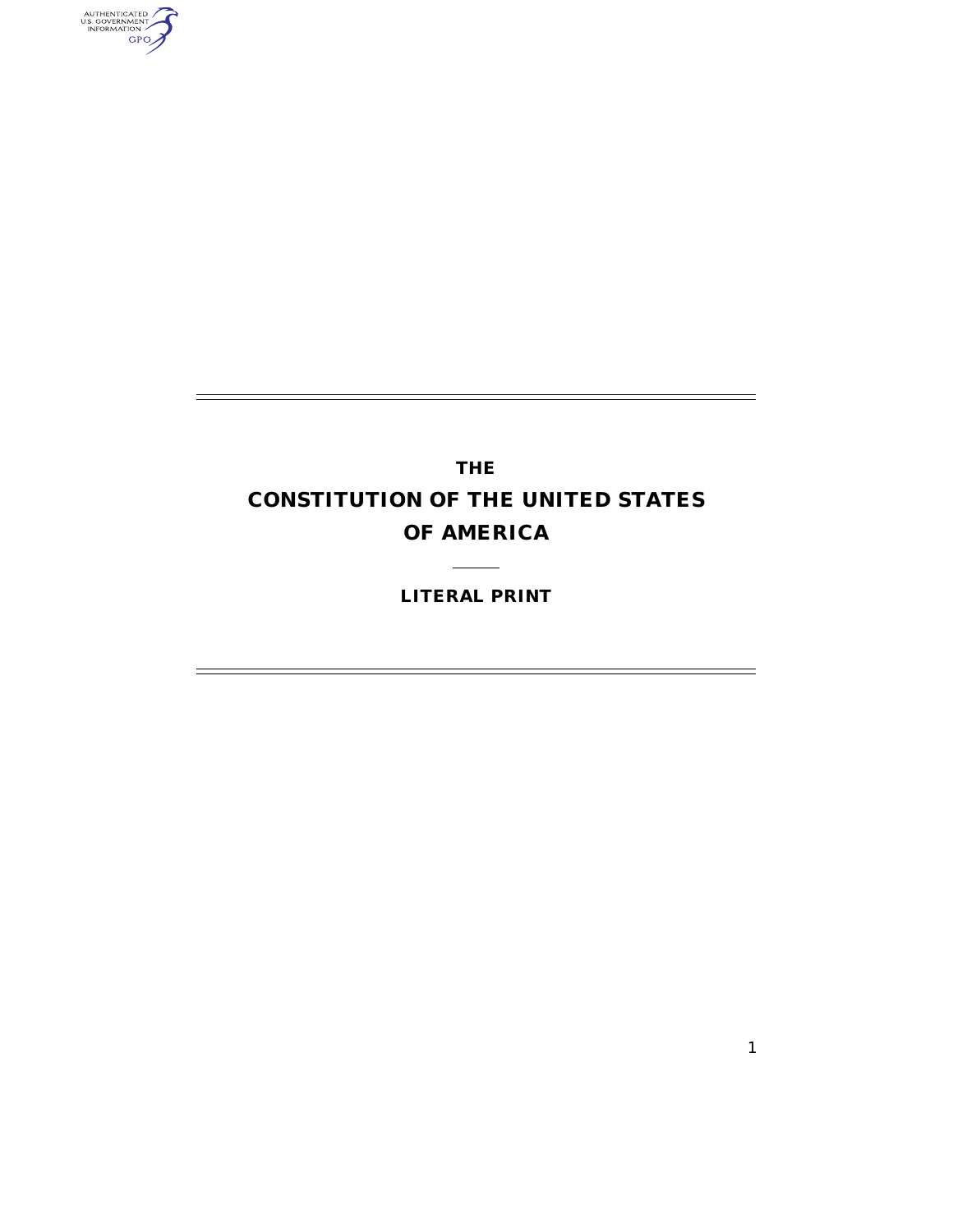# THE

# CONSTITUTION OF THE UNITED STATES OF AMERICA

---

## LITERAL PRINT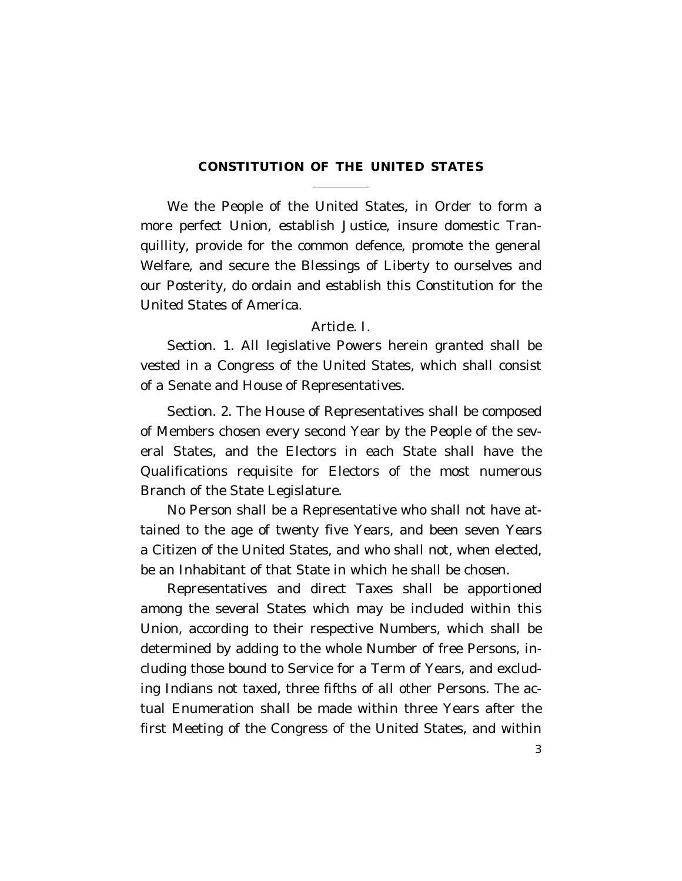# CONSTITUTION OF THE UNITED STATES

We the People of the United States, in Order to form a more perfect Union, establish Justice, insure domestic Tranquillity, provide for the common defence, promote the general Welfare, and secure the Blessings of Liberty to ourselves and our Posterity, do ordain and establish this Constitution for the United States of America.

## Article. I.

Section. 1. All legislative Powers herein granted shall be vested in a Congress of the United States, which shall consist of a Senate and House of Representatives.

Section. 2. The House of Representatives shall be composed of Members chosen every second Year by the People of the several States, and the Electors in each State shall have the Qualifications requisite for Electors of the most numerous Branch of the State Legislature.

No Person shall be a Representative who shall not have attained to the age of twenty five Years, and been seven Years a Citizen of the United States, and who shall not, when elected, be an Inhabitant of that State in which he shall be chosen.

Representatives and direct Taxes shall be apportioned among the several States which may be included within this Union, according to their respective Numbers, which shall be determined by adding to the whole Number of free Persons, including those bound to Service for a Term of Years, and excluding Indians not taxed, three fifths of all other Persons. The actual Enumeration shall be made within three Years after the first Meeting of the Congress of the United States, and within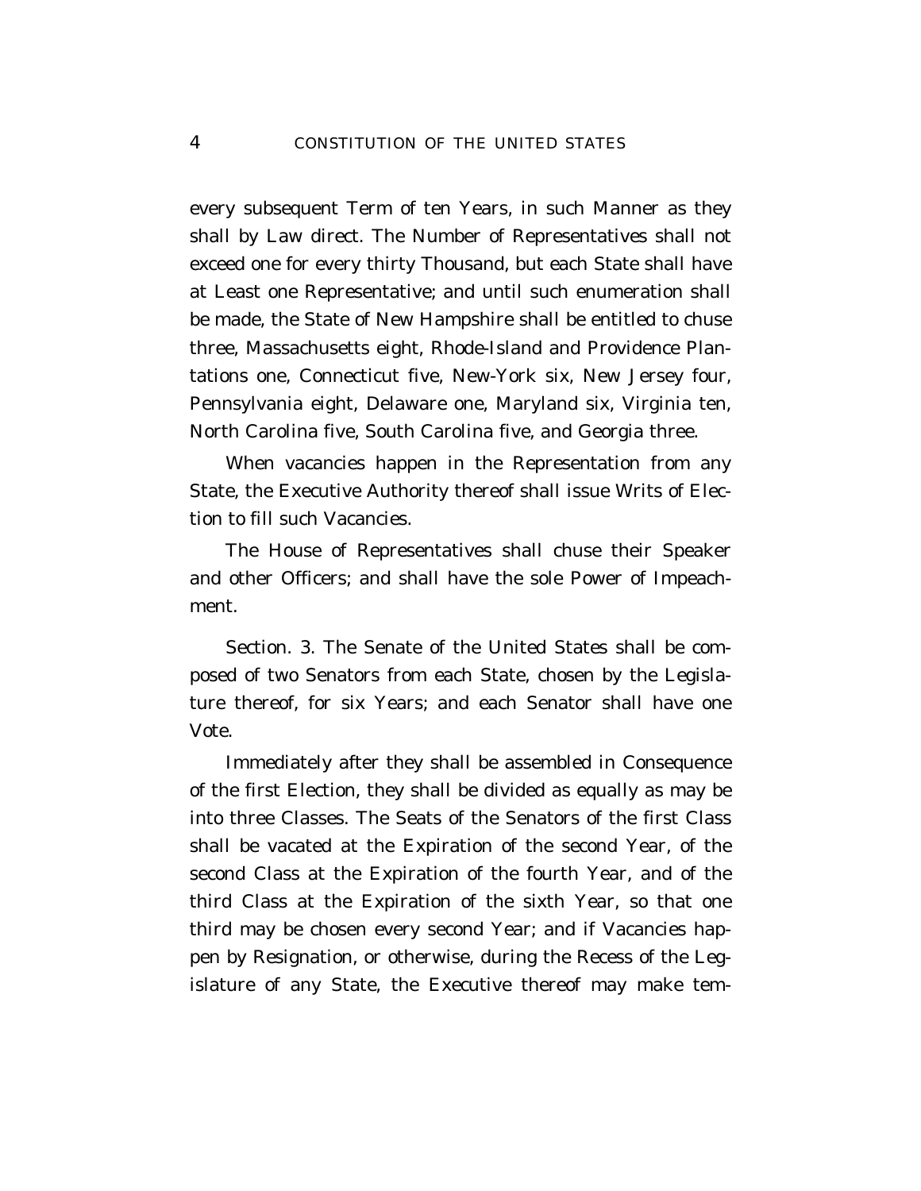every subsequent Term of ten Years, in such Manner as they shall by Law direct. The Number of Representatives shall not exceed one for every thirty Thousand, but each State shall have at Least one Representative; and until such enumeration shall be made, the State of New Hampshire shall be entitled to chuse three, Massachusetts eight, Rhode-Island and Providence Plantations one, Connecticut five, New-York six, New Jersey four, Pennsylvania eight, Delaware one, Maryland six, Virginia ten, North Carolina five, South Carolina five, and Georgia three.

When vacancies happen in the Representation from any State, the Executive Authority thereof shall issue Writs of Election to fill such Vacancies.

The House of Representatives shall chuse their Speaker and other Officers; and shall have the sole Power of Impeachment.

Section. 3. The Senate of the United States shall be composed of two Senators from each State, chosen by the Legislature thereof, for six Years; and each Senator shall have one Vote.

Immediately after they shall be assembled in Consequence of the first Election, they shall be divided as equally as may be into three Classes. The Seats of the Senators of the first Class shall be vacated at the Expiration of the second Year, of the second Class at the Expiration of the fourth Year, and of the third Class at the Expiration of the sixth Year, so that one third may be chosen every second Year; and if Vacancies happen by Resignation, or otherwise, during the Recess of the Legislature of any State, the Executive thereof may make tem-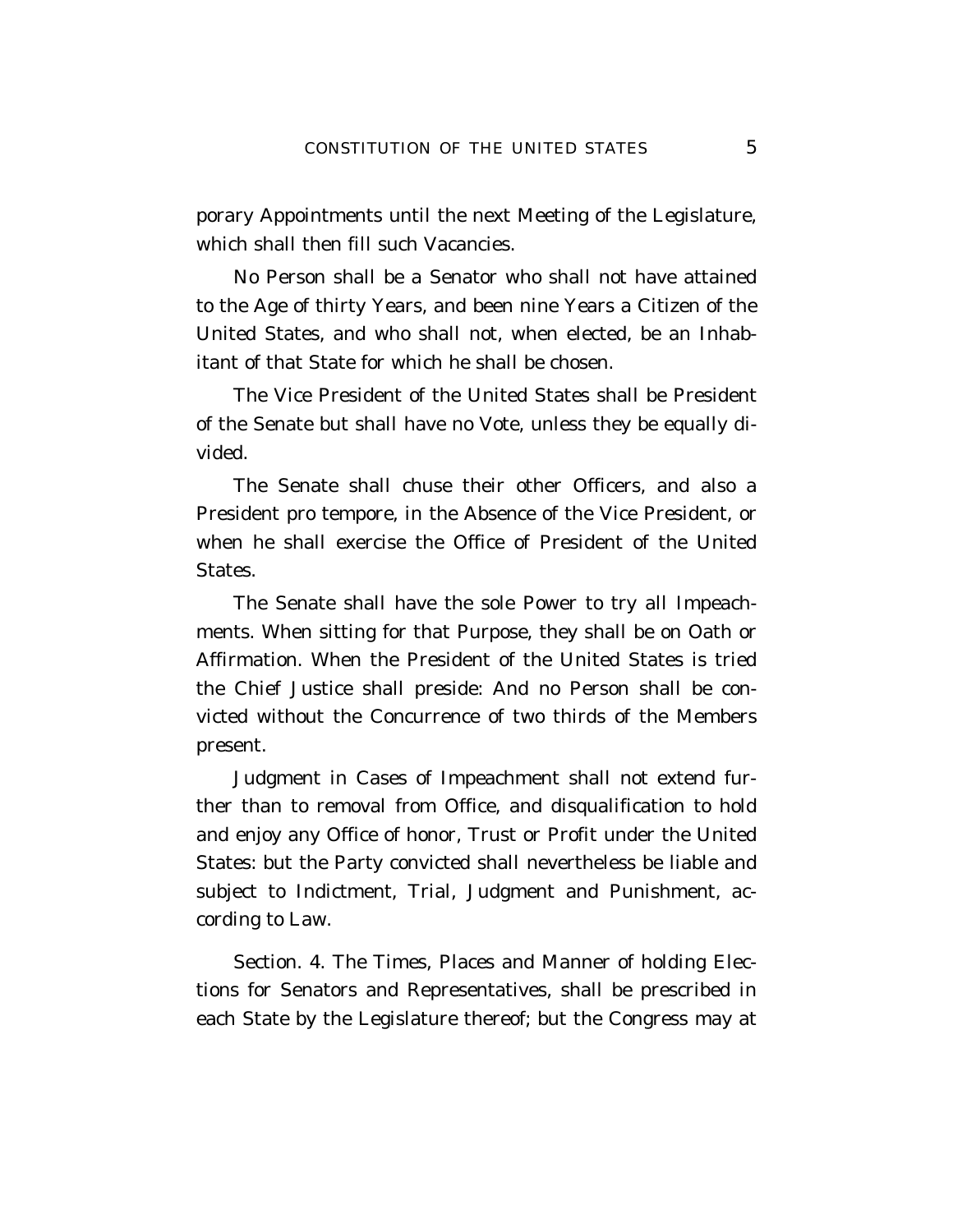porary Appointments until the next Meeting of the Legislature, which shall then fill such Vacancies.

No Person shall be a Senator who shall not have attained to the Age of thirty Years, and been nine Years a Citizen of the United States, and who shall not, when elected, be an Inhabitant of that State for which he shall be chosen.

The Vice President of the United States shall be President of the Senate but shall have no Vote, unless they be equally divided.

The Senate shall chuse their other Officers, and also a President pro tempore, in the Absence of the Vice President, or when he shall exercise the Office of President of the United States.

The Senate shall have the sole Power to try all Impeachments. When sitting for that Purpose, they shall be on Oath or Affirmation. When the President of the United States is tried the Chief Justice shall preside: And no Person shall be convicted without the Concurrence of two thirds of the Members present.

Judgment in Cases of Impeachment shall not extend further than to removal from Office, and disqualification to hold and enjoy any Office of honor, Trust or Profit under the United States: but the Party convicted shall nevertheless be liable and subject to Indictment, Trial, Judgment and Punishment, according to Law.

Section. 4. The Times, Places and Manner of holding Elections for Senators and Representatives, shall be prescribed in each State by the Legislature thereof; but the Congress may at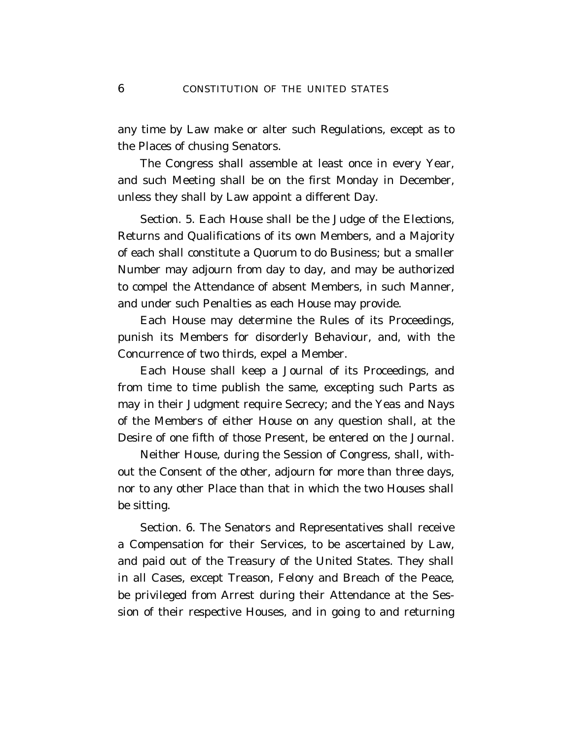any time by Law make or alter such Regulations, except as to the Places of chusing Senators.

The Congress shall assemble at least once in every Year, and such Meeting shall be on the first Monday in December, unless they shall by Law appoint a different Day.

Section. 5. Each House shall be the Judge of the Elections, Returns and Qualifications of its own Members, and a Majority of each shall constitute a Quorum to do Business; but a smaller Number may adjourn from day to day, and may be authorized to compel the Attendance of absent Members, in such Manner, and under such Penalties as each House may provide.

Each House may determine the Rules of its Proceedings, punish its Members for disorderly Behaviour, and, with the Concurrence of two thirds, expel a Member.

Each House shall keep a Journal of its Proceedings, and from time to time publish the same, excepting such Parts as may in their Judgment require Secrecy; and the Yeas and Nays of the Members of either House on any question shall, at the Desire of one fifth of those Present, be entered on the Journal.

Neither House, during the Session of Congress, shall, without the Consent of the other, adjourn for more than three days, nor to any other Place than that in which the two Houses shall be sitting.

Section. 6. The Senators and Representatives shall receive a Compensation for their Services, to be ascertained by Law, and paid out of the Treasury of the United States. They shall in all Cases, except Treason, Felony and Breach of the Peace, be privileged from Arrest during their Attendance at the Session of their respective Houses, and in going to and returning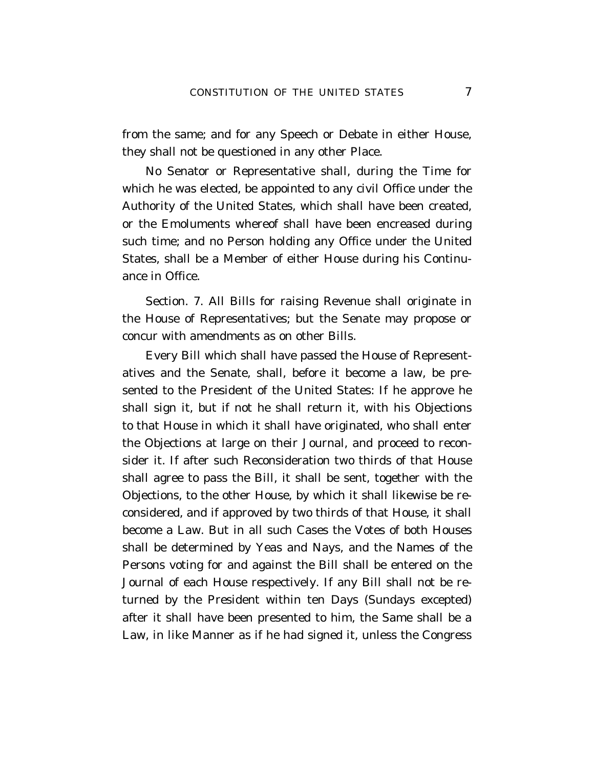from the same; and for any Speech or Debate in either House, they shall not be questioned in any other Place.

No Senator or Representative shall, during the Time for which he was elected, be appointed to any civil Office under the Authority of the United States, which shall have been created, or the Emoluments whereof shall have been encreased during such time; and no Person holding any Office under the United States, shall be a Member of either House during his Continuance in Office.

Section. 7. All Bills for raising Revenue shall originate in the House of Representatives; but the Senate may propose or concur with amendments as on other Bills.

Every Bill which shall have passed the House of Representatives and the Senate, shall, before it become a law, be presented to the President of the United States: If he approve he shall sign it, but if not he shall return it, with his Objections to that House in which it shall have originated, who shall enter the Objections at large on their Journal, and proceed to reconsider it. If after such Reconsideration two thirds of that House shall agree to pass the Bill, it shall be sent, together with the Objections, to the other House, by which it shall likewise be reconsidered, and if approved by two thirds of that House, it shall become a Law. But in all such Cases the Votes of both Houses shall be determined by Yeas and Nays, and the Names of the Persons voting for and against the Bill shall be entered on the Journal of each House respectively. If any Bill shall not be returned by the President within ten Days (Sundays excepted) after it shall have been presented to him, the Same shall be a Law, in like Manner as if he had signed it, unless the Congress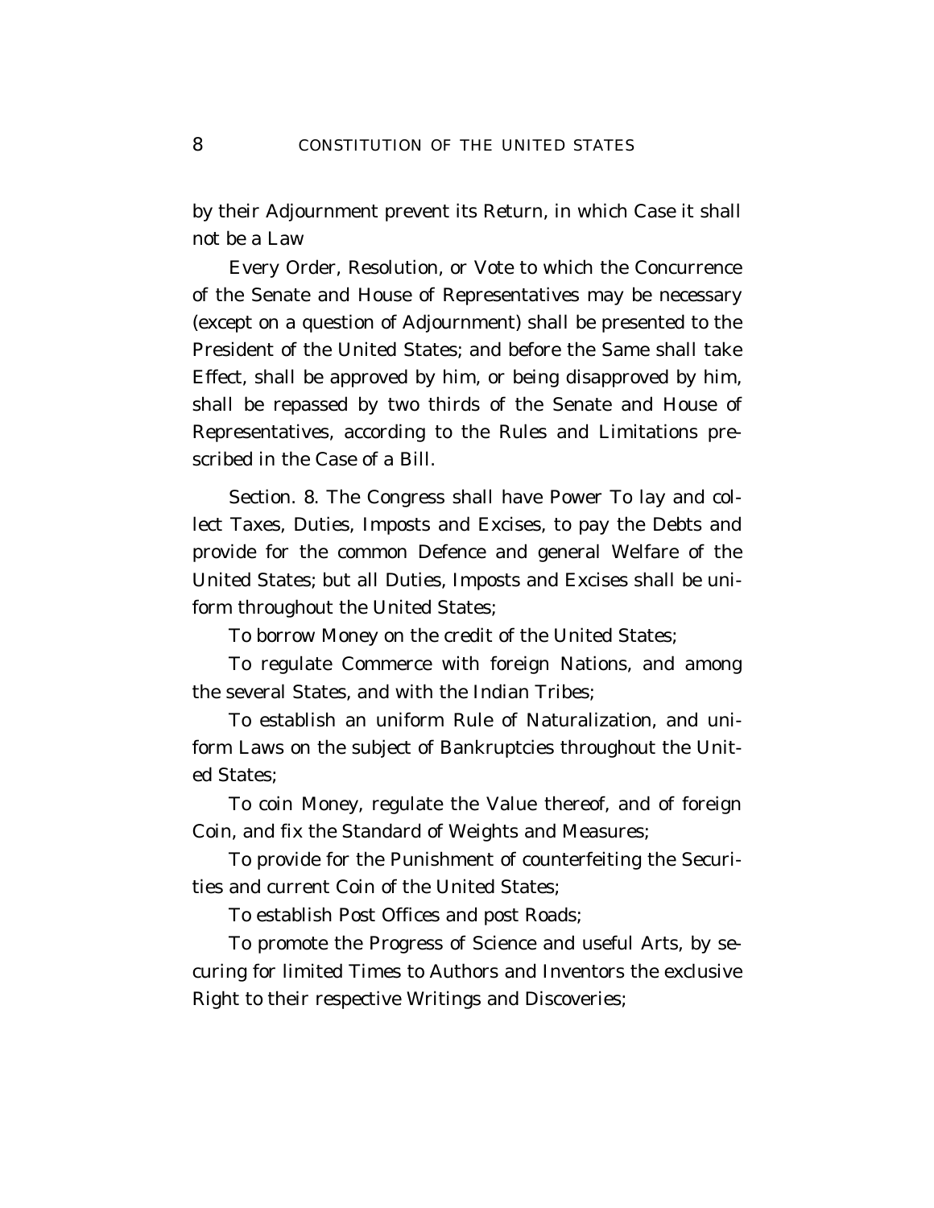by their Adjournment prevent its Return, in which Case it shall not be a Law

Every Order, Resolution, or Vote to which the Concurrence of the Senate and House of Representatives may be necessary (except on a question of Adjournment) shall be presented to the President of the United States; and before the Same shall take Effect, shall be approved by him, or being disapproved by him, shall be repassed by two thirds of the Senate and House of Representatives, according to the Rules and Limitations prescribed in the Case of a Bill.

Section. 8. The Congress shall have Power To lay and collect Taxes, Duties, Imposts and Excises, to pay the Debts and provide for the common Defence and general Welfare of the United States; but all Duties, Imposts and Excises shall be uniform throughout the United States;

To borrow Money on the credit of the United States;

To regulate Commerce with foreign Nations, and among the several States, and with the Indian Tribes;

To establish an uniform Rule of Naturalization, and uniform Laws on the subject of Bankruptcies throughout the United States;

To coin Money, regulate the Value thereof, and of foreign Coin, and fix the Standard of Weights and Measures;

To provide for the Punishment of counterfeiting the Securities and current Coin of the United States;

To establish Post Offices and post Roads;

To promote the Progress of Science and useful Arts, by securing for limited Times to Authors and Inventors the exclusive Right to their respective Writings and Discoveries;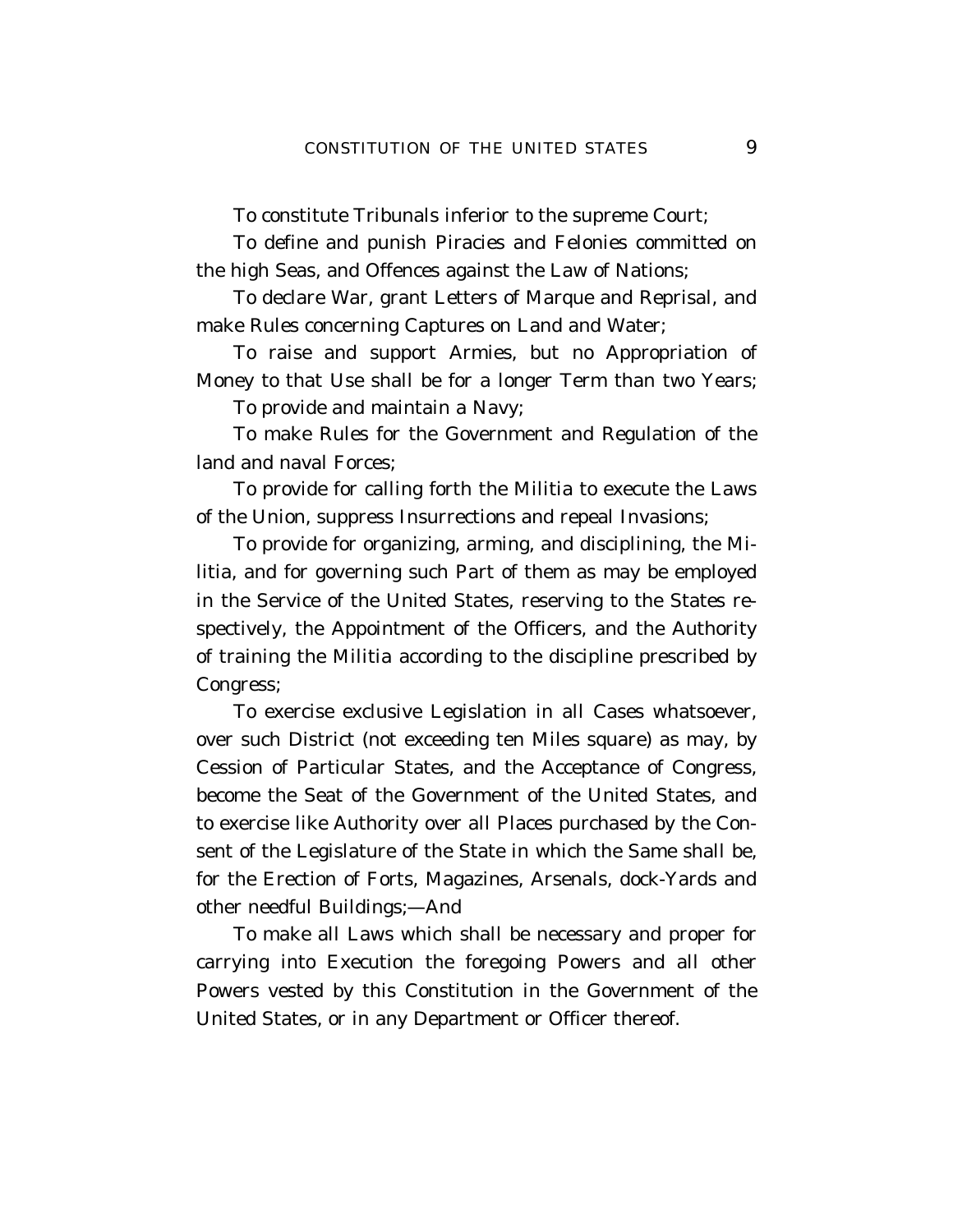To constitute Tribunals inferior to the supreme Court;

To define and punish Piracies and Felonies committed on the high Seas, and Offences against the Law of Nations;

To declare War, grant Letters of Marque and Reprisal, and make Rules concerning Captures on Land and Water;

To raise and support Armies, but no Appropriation of Money to that Use shall be for a longer Term than two Years;

To provide and maintain a Navy;

To make Rules for the Government and Regulation of the land and naval Forces;

To provide for calling forth the Militia to execute the Laws of the Union, suppress Insurrections and repeal Invasions;

To provide for organizing, arming, and disciplining, the Militia, and for governing such Part of them as may be employed in the Service of the United States, reserving to the States respectively, the Appointment of the Officers, and the Authority of training the Militia according to the discipline prescribed by Congress;

To exercise exclusive Legislation in all Cases whatsoever, over such District (not exceeding ten Miles square) as may, by Cession of Particular States, and the Acceptance of Congress, become the Seat of the Government of the United States, and to exercise like Authority over all Places purchased by the Consent of the Legislature of the State in which the Same shall be, for the Erection of Forts, Magazines, Arsenals, dock-Yards and other needful Buildings;—And

To make all Laws which shall be necessary and proper for carrying into Execution the foregoing Powers and all other Powers vested by this Constitution in the Government of the United States, or in any Department or Officer thereof.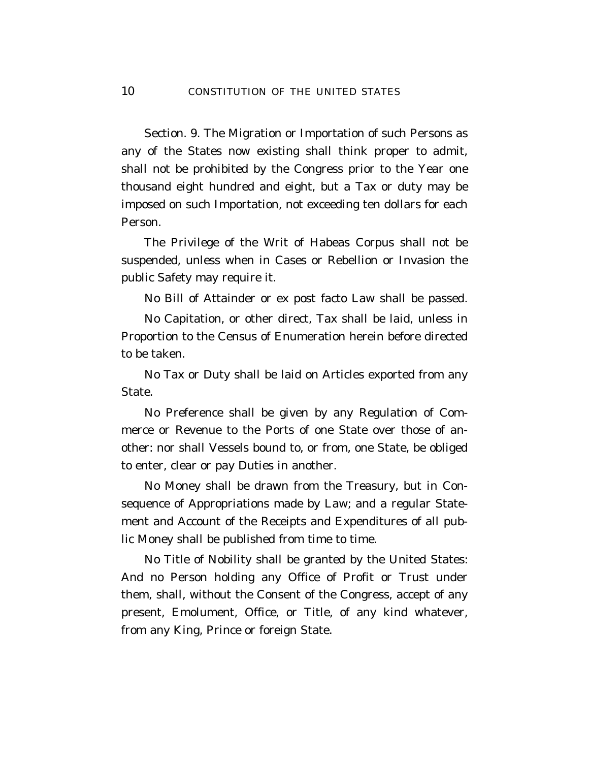Section. 9. The Migration or Importation of such Persons as any of the States now existing shall think proper to admit, shall not be prohibited by the Congress prior to the Year one thousand eight hundred and eight, but a Tax or duty may be imposed on such Importation, not exceeding ten dollars for each Person.

The Privilege of the Writ of Habeas Corpus shall not be suspended, unless when in Cases or Rebellion or Invasion the public Safety may require it.

No Bill of Attainder or ex post facto Law shall be passed.

No Capitation, or other direct, Tax shall be laid, unless in Proportion to the Census of Enumeration herein before directed to be taken.

No Tax or Duty shall be laid on Articles exported from any State.

No Preference shall be given by any Regulation of Commerce or Revenue to the Ports of one State over those of another: nor shall Vessels bound to, or from, one State, be obliged to enter, clear or pay Duties in another.

No Money shall be drawn from the Treasury, but in Consequence of Appropriations made by Law; and a regular Statement and Account of the Receipts and Expenditures of all public Money shall be published from time to time.

No Title of Nobility shall be granted by the United States: And no Person holding any Office of Profit or Trust under them, shall, without the Consent of the Congress, accept of any present, Emolument, Office, or Title, of any kind whatever, from any King, Prince or foreign State.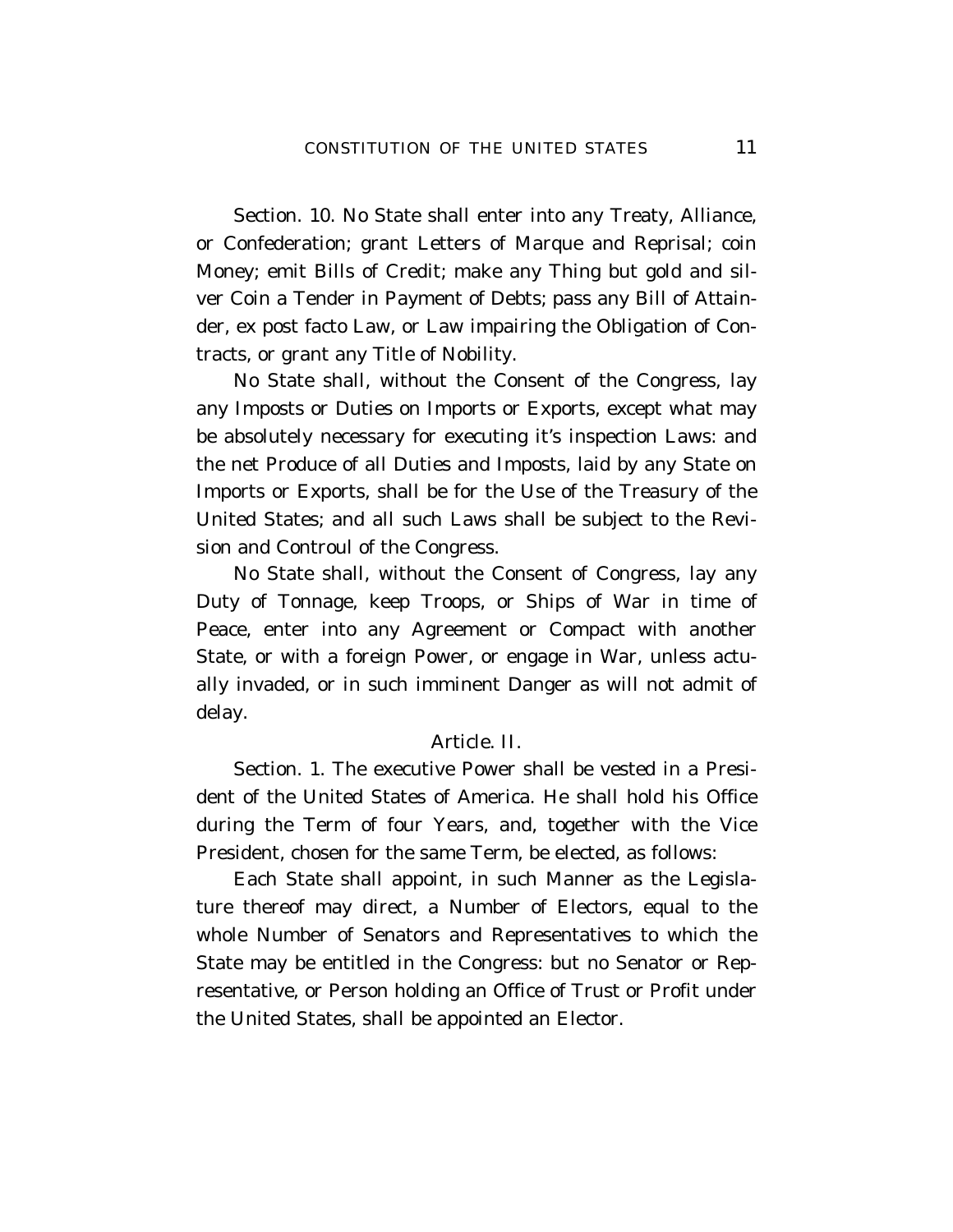Section. 10. No State shall enter into any Treaty, Alliance, or Confederation; grant Letters of Marque and Reprisal; coin Money; emit Bills of Credit; make any Thing but gold and silver Coin a Tender in Payment of Debts; pass any Bill of Attainder, ex post facto Law, or Law impairing the Obligation of Contracts, or grant any Title of Nobility.

No State shall, without the Consent of the Congress, lay any Imposts or Duties on Imports or Exports, except what may be absolutely necessary for executing it's inspection Laws: and the net Produce of all Duties and Imposts, laid by any State on Imports or Exports, shall be for the Use of the Treasury of the United States; and all such Laws shall be subject to the Revision and Controul of the Congress.

No State shall, without the Consent of Congress, lay any Duty of Tonnage, keep Troops, or Ships of War in time of Peace, enter into any Agreement or Compact with another State, or with a foreign Power, or engage in War, unless actually invaded, or in such imminent Danger as will not admit of delay.

## Article. II.

Section. 1. The executive Power shall be vested in a President of the United States of America. He shall hold his Office during the Term of four Years, and, together with the Vice President, chosen for the same Term, be elected, as follows:

Each State shall appoint, in such Manner as the Legislature thereof may direct, a Number of Electors, equal to the whole Number of Senators and Representatives to which the State may be entitled in the Congress: but no Senator or Representative, or Person holding an Office of Trust or Profit under the United States, shall be appointed an Elector.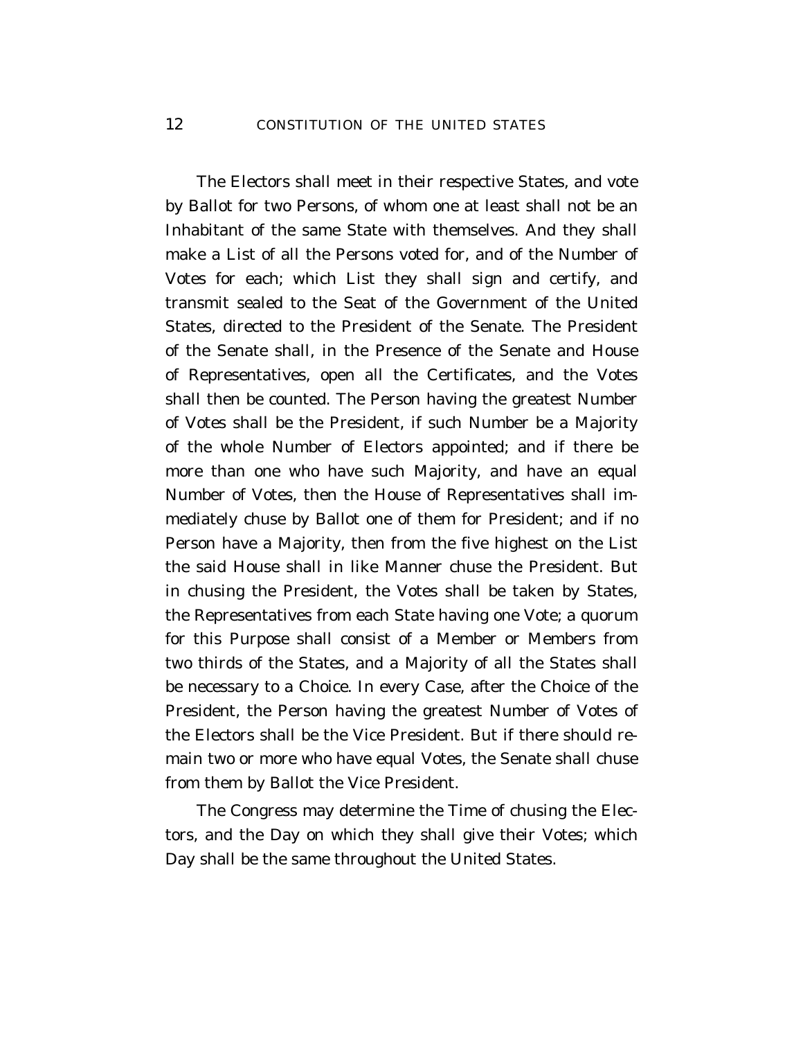The Electors shall meet in their respective States, and vote by Ballot for two Persons, of whom one at least shall not be an Inhabitant of the same State with themselves. And they shall make a List of all the Persons voted for, and of the Number of Votes for each; which List they shall sign and certify, and transmit sealed to the Seat of the Government of the United States, directed to the President of the Senate. The President of the Senate shall, in the Presence of the Senate and House of Representatives, open all the Certificates, and the Votes shall then be counted. The Person having the greatest Number of Votes shall be the President, if such Number be a Majority of the whole Number of Electors appointed; and if there be more than one who have such Majority, and have an equal Number of Votes, then the House of Representatives shall immediately chuse by Ballot one of them for President; and if no Person have a Majority, then from the five highest on the List the said House shall in like Manner chuse the President. But in chusing the President, the Votes shall be taken by States, the Representatives from each State having one Vote; a quorum for this Purpose shall consist of a Member or Members from two thirds of the States, and a Majority of all the States shall be necessary to a Choice. In every Case, after the Choice of the President, the Person having the greatest Number of Votes of the Electors shall be the Vice President. But if there should remain two or more who have equal Votes, the Senate shall chuse from them by Ballot the Vice President.

The Congress may determine the Time of chusing the Electors, and the Day on which they shall give their Votes; which Day shall be the same throughout the United States.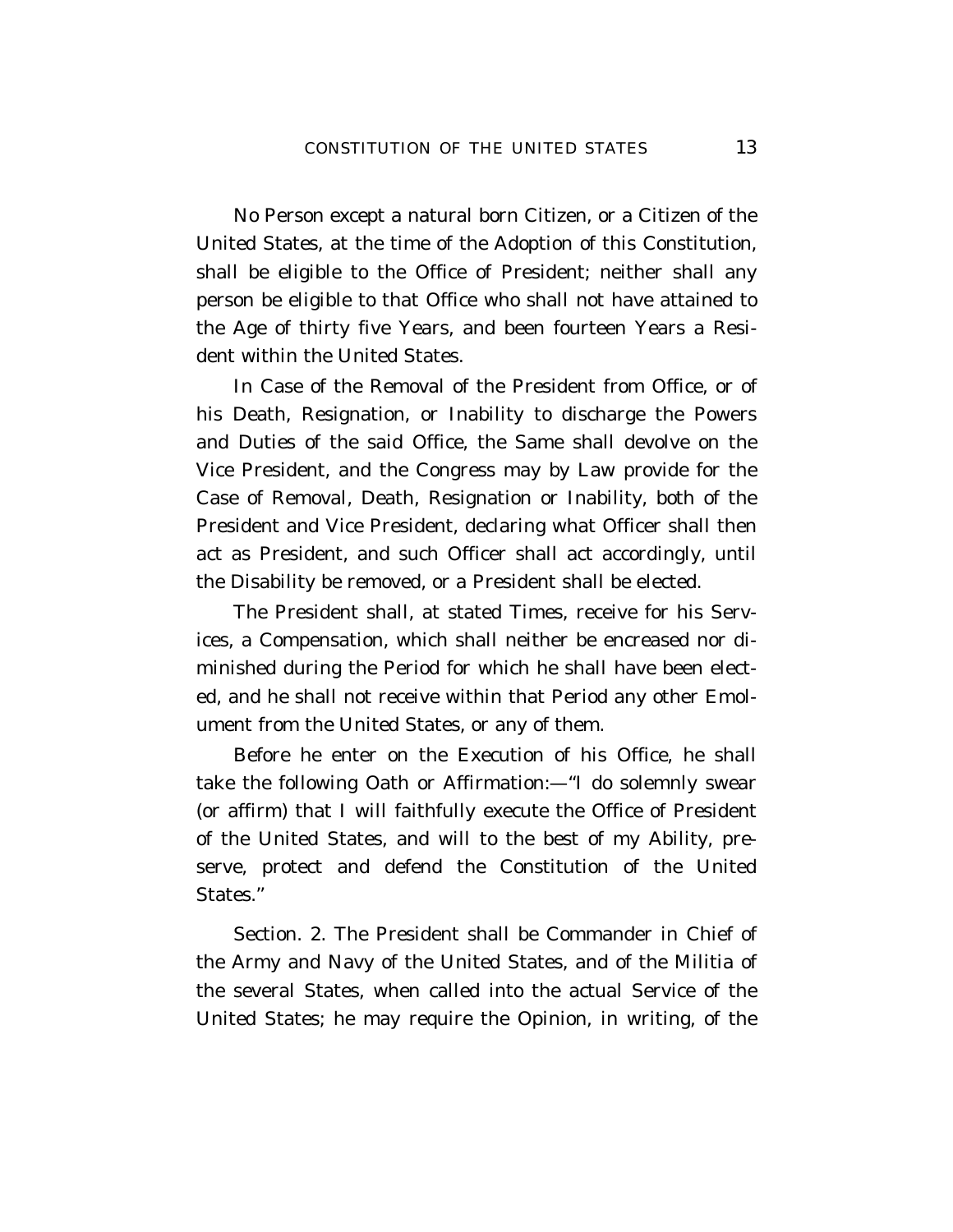No Person except a natural born Citizen, or a Citizen of the United States, at the time of the Adoption of this Constitution, shall be eligible to the Office of President; neither shall any person be eligible to that Office who shall not have attained to the Age of thirty five Years, and been fourteen Years a Resident within the United States.

In Case of the Removal of the President from Office, or of his Death, Resignation, or Inability to discharge the Powers and Duties of the said Office, the Same shall devolve on the Vice President, and the Congress may by Law provide for the Case of Removal, Death, Resignation or Inability, both of the President and Vice President, declaring what Officer shall then act as President, and such Officer shall act accordingly, until the Disability be removed, or a President shall be elected.

The President shall, at stated Times, receive for his Services, a Compensation, which shall neither be encreased nor diminished during the Period for which he shall have been elected, and he shall not receive within that Period any other Emolument from the United States, or any of them.

Before he enter on the Execution of his Office, he shall take the following Oath or Affirmation:—"I do solemnly swear (or affirm) that I will faithfully execute the Office of President of the United States, and will to the best of my Ability, preserve, protect and defend the Constitution of the United States."

Section. 2. The President shall be Commander in Chief of the Army and Navy of the United States, and of the Militia of the several States, when called into the actual Service of the United States; he may require the Opinion, in writing, of the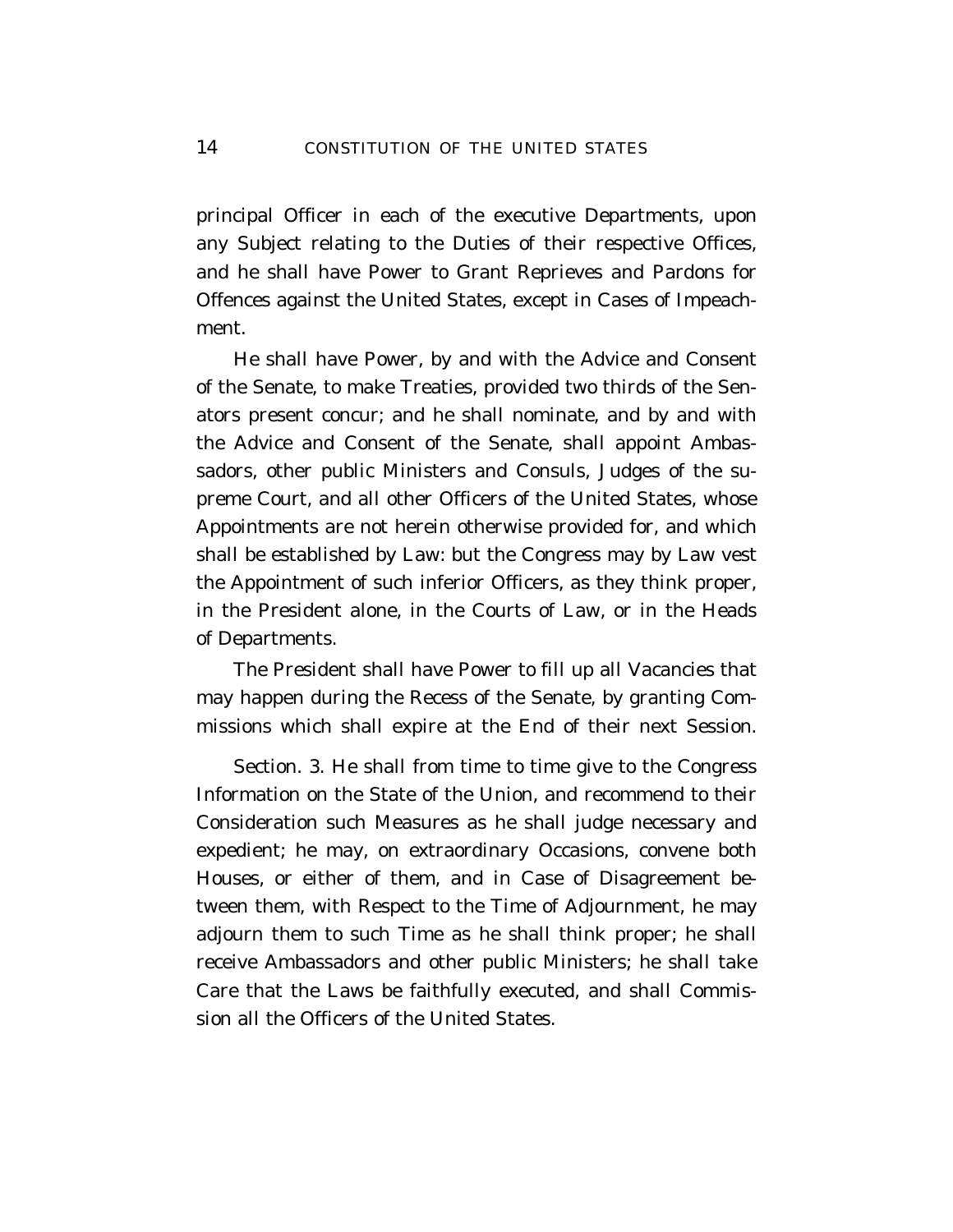principal Officer in each of the executive Departments, upon any Subject relating to the Duties of their respective Offices, and he shall have Power to Grant Reprieves and Pardons for Offences against the United States, except in Cases of Impeachment.

He shall have Power, by and with the Advice and Consent of the Senate, to make Treaties, provided two thirds of the Senators present concur; and he shall nominate, and by and with the Advice and Consent of the Senate, shall appoint Ambassadors, other public Ministers and Consuls, Judges of the supreme Court, and all other Officers of the United States, whose Appointments are not herein otherwise provided for, and which shall be established by Law: but the Congress may by Law vest the Appointment of such inferior Officers, as they think proper, in the President alone, in the Courts of Law, or in the Heads of Departments.

The President shall have Power to fill up all Vacancies that may happen during the Recess of the Senate, by granting Commissions which shall expire at the End of their next Session.

Section. 3. He shall from time to time give to the Congress Information on the State of the Union, and recommend to their Consideration such Measures as he shall judge necessary and expedient; he may, on extraordinary Occasions, convene both Houses, or either of them, and in Case of Disagreement between them, with Respect to the Time of Adjournment, he may adjourn them to such Time as he shall think proper; he shall receive Ambassadors and other public Ministers; he shall take Care that the Laws be faithfully executed, and shall Commission all the Officers of the United States.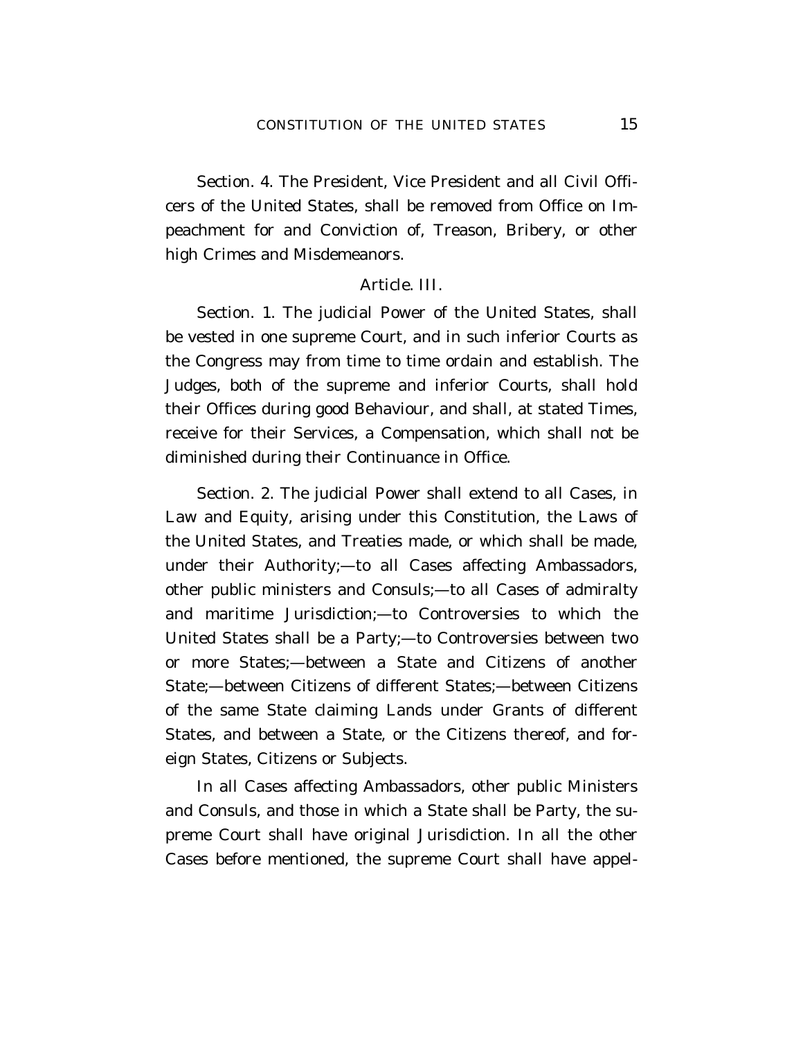Section. 4. The President, Vice President and all Civil Officers of the United States, shall be removed from Office on Impeachment for and Conviction of, Treason, Bribery, or other high Crimes and Misdemeanors.

## Article. III.

Section. 1. The judicial Power of the United States, shall be vested in one supreme Court, and in such inferior Courts as the Congress may from time to time ordain and establish. The Judges, both of the supreme and inferior Courts, shall hold their Offices during good Behaviour, and shall, at stated Times, receive for their Services, a Compensation, which shall not be diminished during their Continuance in Office.

Section. 2. The judicial Power shall extend to all Cases, in Law and Equity, arising under this Constitution, the Laws of the United States, and Treaties made, or which shall be made, under their Authority;—to all Cases affecting Ambassadors, other public ministers and Consuls;—to all Cases of admiralty and maritime Jurisdiction;—to Controversies to which the United States shall be a Party;—to Controversies between two or more States;—between a State and Citizens of another State;—between Citizens of different States;—between Citizens of the same State claiming Lands under Grants of different States, and between a State, or the Citizens thereof, and foreign States, Citizens or Subjects.

In all Cases affecting Ambassadors, other public Ministers and Consuls, and those in which a State shall be Party, the supreme Court shall have original Jurisdiction. In all the other Cases before mentioned, the supreme Court shall have appel-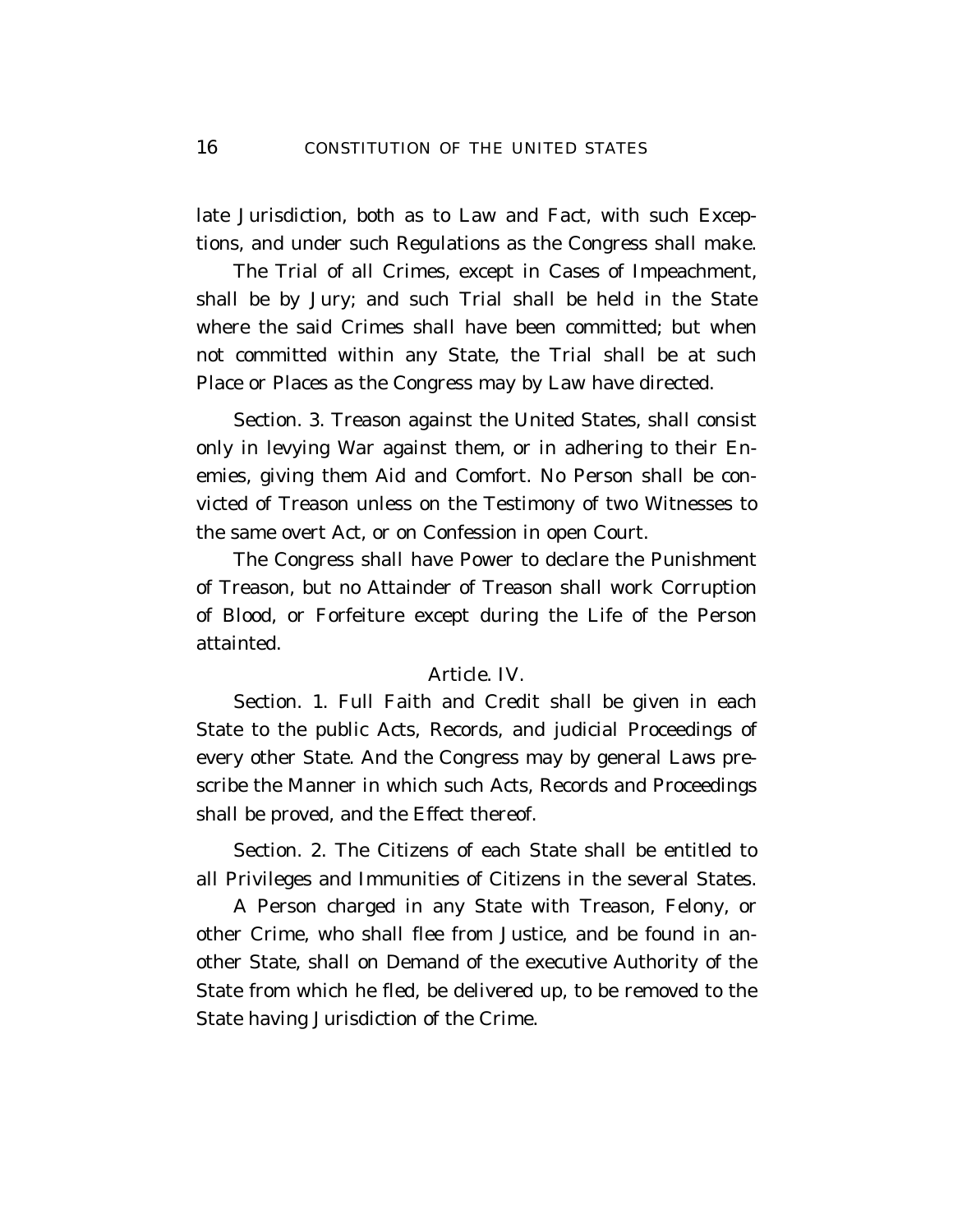late Jurisdiction, both as to Law and Fact, with such Exceptions, and under such Regulations as the Congress shall make.

The Trial of all Crimes, except in Cases of Impeachment, shall be by Jury; and such Trial shall be held in the State where the said Crimes shall have been committed; but when not committed within any State, the Trial shall be at such Place or Places as the Congress may by Law have directed.

Section. 3. Treason against the United States, shall consist only in levying War against them, or in adhering to their Enemies, giving them Aid and Comfort. No Person shall be convicted of Treason unless on the Testimony of two Witnesses to the same overt Act, or on Confession in open Court.

The Congress shall have Power to declare the Punishment of Treason, but no Attainder of Treason shall work Corruption of Blood, or Forfeiture except during the Life of the Person attainted.

## Article. IV.

Section. 1. Full Faith and Credit shall be given in each State to the public Acts, Records, and judicial Proceedings of every other State. And the Congress may by general Laws prescribe the Manner in which such Acts, Records and Proceedings shall be proved, and the Effect thereof.

Section. 2. The Citizens of each State shall be entitled to all Privileges and Immunities of Citizens in the several States.

A Person charged in any State with Treason, Felony, or other Crime, who shall flee from Justice, and be found in another State, shall on Demand of the executive Authority of the State from which he fled, be delivered up, to be removed to the State having Jurisdiction of the Crime.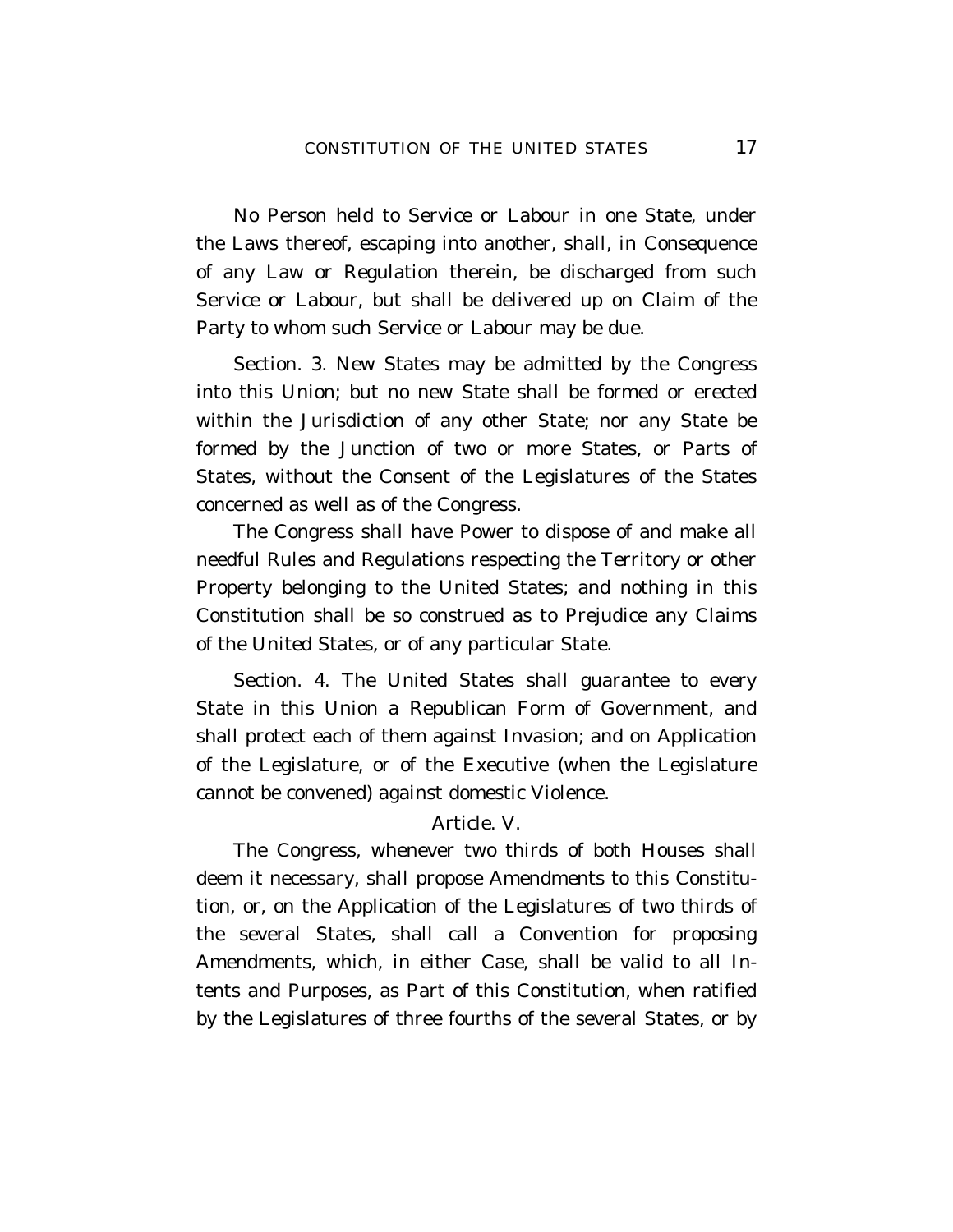No Person held to Service or Labour in one State, under the Laws thereof, escaping into another, shall, in Consequence of any Law or Regulation therein, be discharged from such Service or Labour, but shall be delivered up on Claim of the Party to whom such Service or Labour may be due.

Section. 3. New States may be admitted by the Congress into this Union; but no new State shall be formed or erected within the Jurisdiction of any other State; nor any State be formed by the Junction of two or more States, or Parts of States, without the Consent of the Legislatures of the States concerned as well as of the Congress.

The Congress shall have Power to dispose of and make all needful Rules and Regulations respecting the Territory or other Property belonging to the United States; and nothing in this Constitution shall be so construed as to Prejudice any Claims of the United States, or of any particular State.

Section. 4. The United States shall guarantee to every State in this Union a Republican Form of Government, and shall protect each of them against Invasion; and on Application of the Legislature, or of the Executive (when the Legislature cannot be convened) against domestic Violence.

## Article. V.

The Congress, whenever two thirds of both Houses shall deem it necessary, shall propose Amendments to this Constitution, or, on the Application of the Legislatures of two thirds of the several States, shall call a Convention for proposing Amendments, which, in either Case, shall be valid to all Intents and Purposes, as Part of this Constitution, when ratified by the Legislatures of three fourths of the several States, or by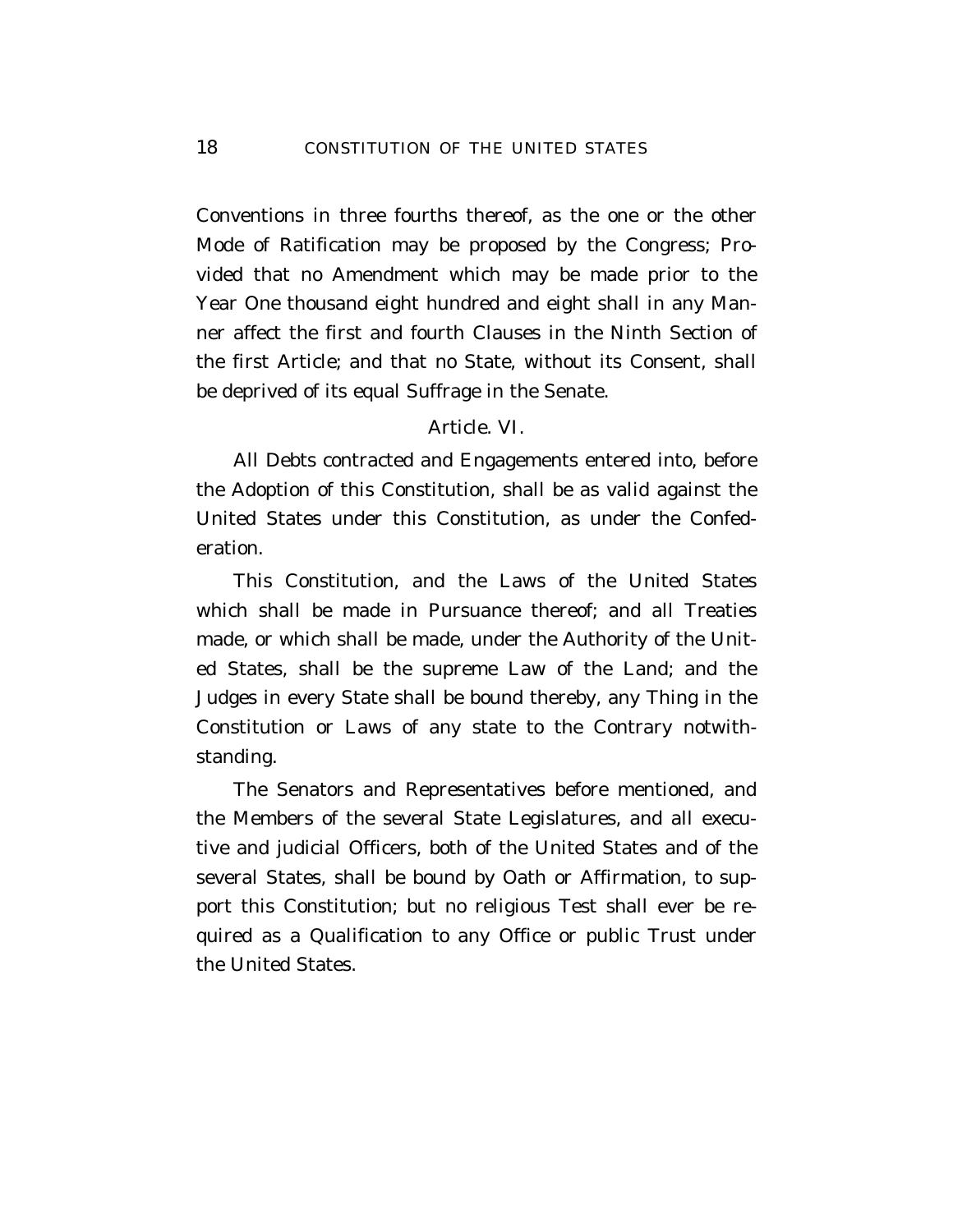Conventions in three fourths thereof, as the one or the other Mode of Ratification may be proposed by the Congress; Provided that no Amendment which may be made prior to the Year One thousand eight hundred and eight shall in any Manner affect the first and fourth Clauses in the Ninth Section of the first Article; and that no State, without its Consent, shall be deprived of its equal Suffrage in the Senate.

## Article. VI.

All Debts contracted and Engagements entered into, before the Adoption of this Constitution, shall be as valid against the United States under this Constitution, as under the Confederation.

This Constitution, and the Laws of the United States which shall be made in Pursuance thereof; and all Treaties made, or which shall be made, under the Authority of the United States, shall be the supreme Law of the Land; and the Judges in every State shall be bound thereby, any Thing in the Constitution or Laws of any state to the Contrary notwithstanding.

The Senators and Representatives before mentioned, and the Members of the several State Legislatures, and all executive and judicial Officers, both of the United States and of the several States, shall be bound by Oath or Affirmation, to support this Constitution; but no religious Test shall ever be required as a Qualification to any Office or public Trust under the United States.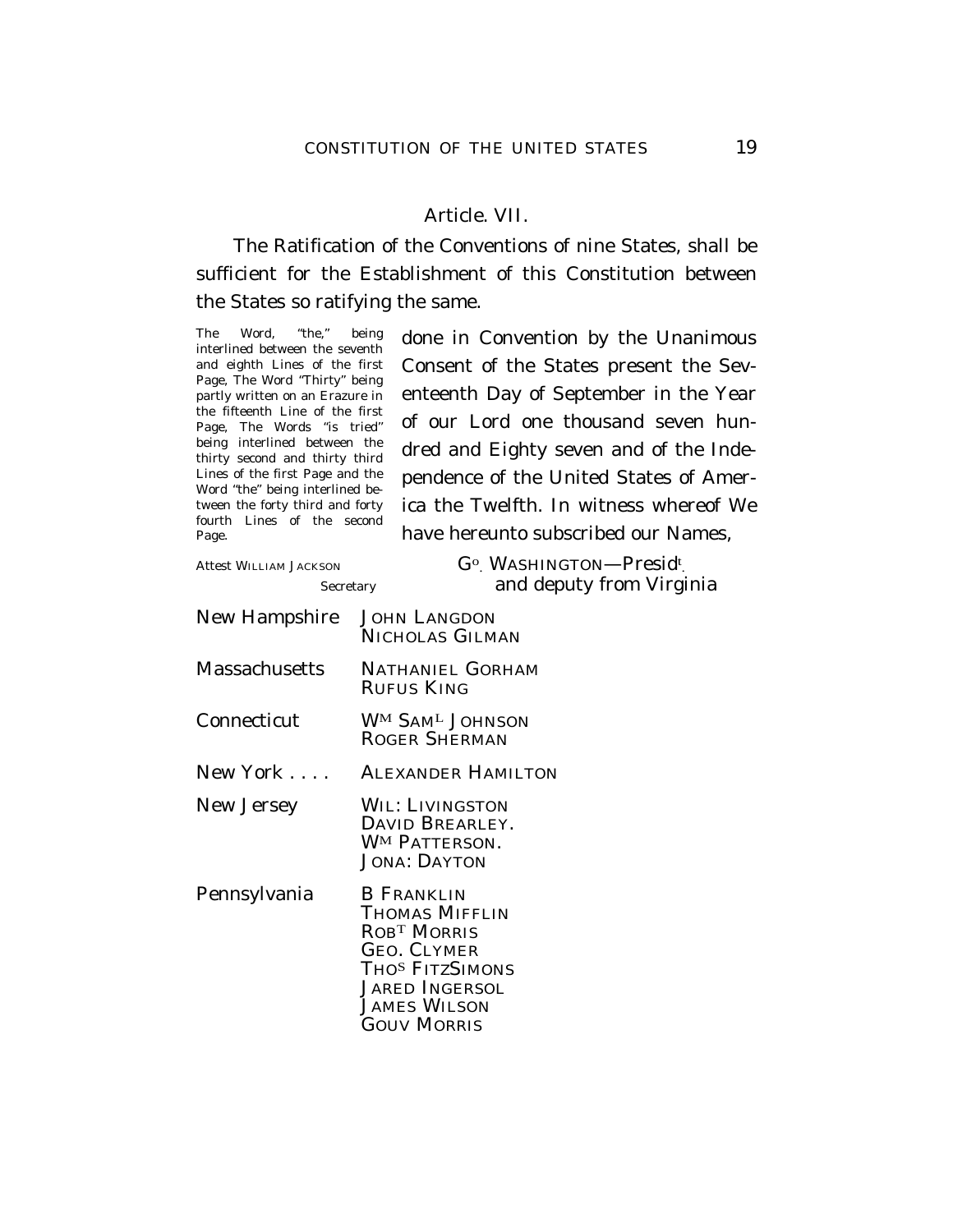## Article. VII.

The Ratification of the Conventions of nine States, shall be sufficient for the Establishment of this Constitution between the States so ratifying the same.

The Word, "the," being interlined between the seventh and eighth Lines of the first Page, The Word "Thirty" being partly written on an Erazure in the fifteenth Line of the first Page, The Words "is tried" being interlined between the thirty second and thirty third Lines of the first Page and the Word "the" being interlined between the forty third and forty fourth Lines of the second Page.

done in Convention by the Unanimous Consent of the States present the Seventeenth Day of September in the Year of our Lord one thousand seven hundred and Eighty seven and of the Independence of the United States of America the Twelfth. In witness whereof We have hereunto subscribed our Names,

Attest WILLIAM JACKSON
Secretary

G^o. WASHINGTON—Presid^t.
and deputy from Virginia

| | |
|---|---|
| New Hampshire | JOHN LANGDON<br>NICHOLAS GILMAN |
| Massachusetts | NATHANIEL GORHAM<br>RUFUS KING |
| Connecticut | W^M SAM^L JOHNSON<br>ROGER SHERMAN |
| New York . . . . | ALEXANDER HAMILTON |
| New Jersey | WIL: LIVINGSTON<br>DAVID BREARLEY.<br>W^M PATTERSON.<br>JONA: DAYTON |
| Pennsylvania | B FRANKLIN<br>THOMAS MIFFLIN<br>ROB^T MORRIS<br>GEO. CLYMER<br>THO^S FITZSIMONS<br>JARED INGERSOL<br>JAMES WILSON<br>GOUV MORRIS |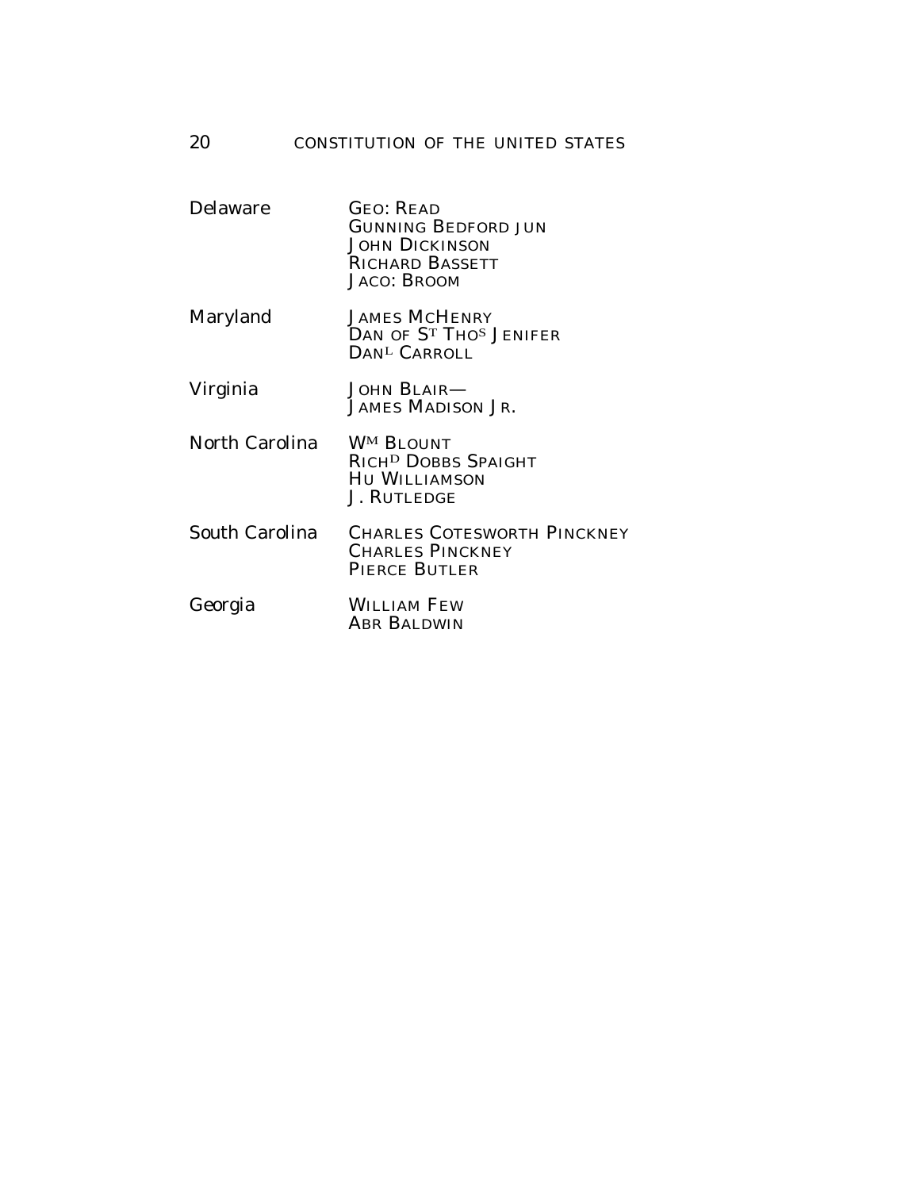| | |
|---|---|
| Delaware | GEO: READ<br>GUNNING BEDFORD JUN<br>JOHN DICKINSON<br>RICHARD BASSETT<br>JACO: BROOM |
| Maryland | JAMES MCHENRY<br>DAN OF ST THOS JENIFER<br>DANL CARROLL |
| Virginia | JOHN BLAIR—<br>JAMES MADISON JR. |
| North Carolina | WM BLOUNT<br>RICHD DOBBS SPAIGHT<br>HU WILLIAMSON<br>J. RUTLEDGE |
| South Carolina | CHARLES COTESWORTH PINCKNEY<br>CHARLES PINCKNEY<br>PIERCE BUTLER |
| Georgia | WILLIAM FEW<br>ABR BALDWIN |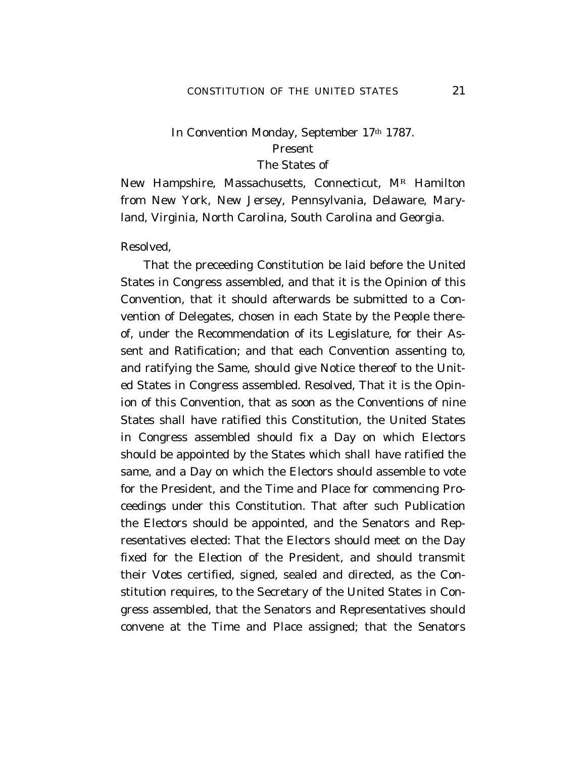In Convention Monday, September 17th 1787.

Present

The States of

New Hampshire, Massachusetts, Connecticut, MR Hamilton from New York, New Jersey, Pennsylvania, Delaware, Maryland, Virginia, North Carolina, South Carolina and Georgia.

Resolved,

That the preceeding Constitution be laid before the United States in Congress assembled, and that it is the Opinion of this Convention, that it should afterwards be submitted to a Convention of Delegates, chosen in each State by the People thereof, under the Recommendation of its Legislature, for their Assent and Ratification; and that each Convention assenting to, and ratifying the Same, should give Notice thereof to the United States in Congress assembled. Resolved, That it is the Opinion of this Convention, that as soon as the Conventions of nine States shall have ratified this Constitution, the United States in Congress assembled should fix a Day on which Electors should be appointed by the States which shall have ratified the same, and a Day on which the Electors should assemble to vote for the President, and the Time and Place for commencing Proceedings under this Constitution. That after such Publication the Electors should be appointed, and the Senators and Representatives elected: That the Electors should meet on the Day fixed for the Election of the President, and should transmit their Votes certified, signed, sealed and directed, as the Constitution requires, to the Secretary of the United States in Congress assembled, that the Senators and Representatives should convene at the Time and Place assigned; that the Senators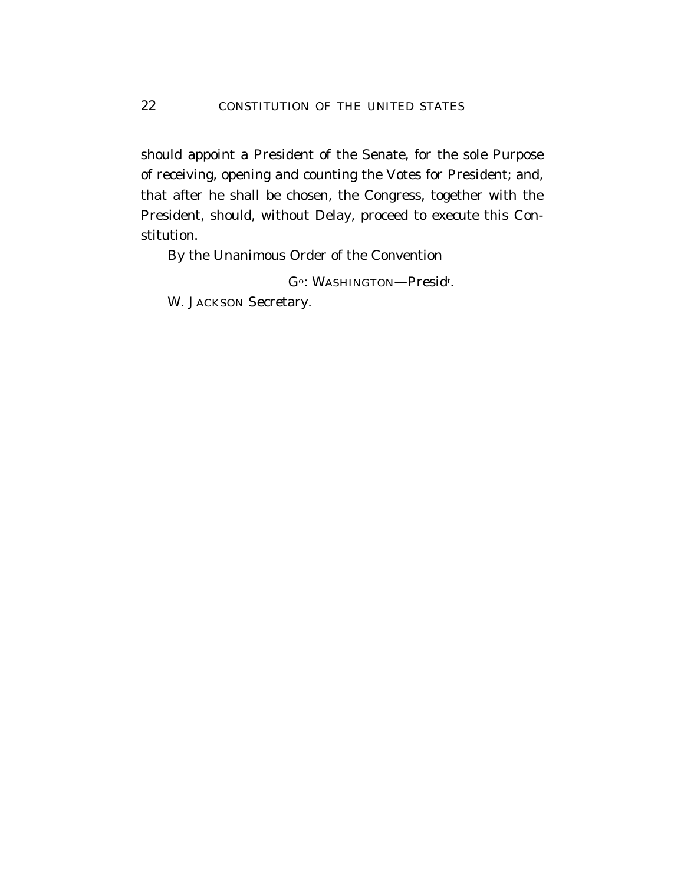should appoint a President of the Senate, for the sole Purpose of receiving, opening and counting the Votes for President; and, that after he shall be chosen, the Congress, together with the President, should, without Delay, proceed to execute this Constitution.

By the Unanimous Order of the Convention

Go: WASHINGTON—Presidt.

W. JACKSON Secretary.